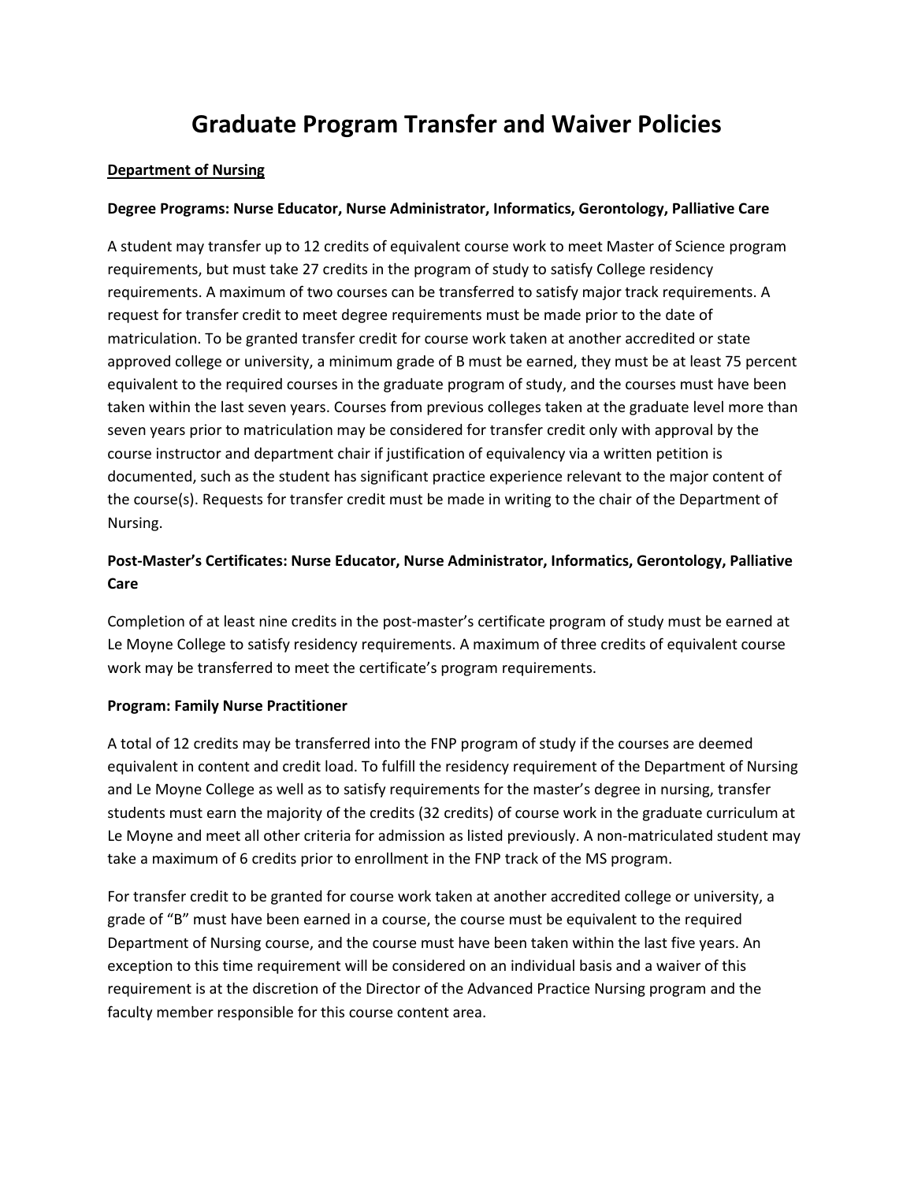# Graduate Program Transfer and Waiver Policies

## Department of Nursing

### Degree Programs: Nurse Educator, Nurse Administrator, Informatics, Gerontology, Palliative Care

A student may transfer up to 12 credits of equivalent course work to meet Master of Science program requirements, but must take 27 credits in the program of study to satisfy College residency requirements. A maximum of two courses can be transferred to satisfy major track requirements. A request for transfer credit to meet degree requirements must be made prior to the date of matriculation. To be granted transfer credit for course work taken at another accredited or state approved college or university, a minimum grade of B must be earned, they must be at least 75 percent equivalent to the required courses in the graduate program of study, and the courses must have been taken within the last seven years. Courses from previous colleges taken at the graduate level more than seven years prior to matriculation may be considered for transfer credit only with approval by the course instructor and department chair if justification of equivalency via a written petition is documented, such as the student has significant practice experience relevant to the major content of the course(s). Requests for transfer credit must be made in writing to the chair of the Department of Nursing.

### Post-Master's Certificates: Nurse Educator, Nurse Administrator, Informatics, Gerontology, Palliative Care

Completion of at least nine credits in the post-master's certificate program of study must be earned at Le Moyne College to satisfy residency requirements. A maximum of three credits of equivalent course work may be transferred to meet the certificate's program requirements.

### Program: Family Nurse Practitioner

A total of 12 credits may be transferred into the FNP program of study if the courses are deemed equivalent in content and credit load. To fulfill the residency requirement of the Department of Nursing and Le Moyne College as well as to satisfy requirements for the master's degree in nursing, transfer students must earn the majority of the credits (32 credits) of course work in the graduate curriculum at Le Moyne and meet all other criteria for admission as listed previously. A non-matriculated student may take a maximum of 6 credits prior to enrollment in the FNP track of the MS program.

For transfer credit to be granted for course work taken at another accredited college or university, a grade of "B" must have been earned in a course, the course must be equivalent to the required Department of Nursing course, and the course must have been taken within the last five years. An exception to this time requirement will be considered on an individual basis and a waiver of this requirement is at the discretion of the Director of the Advanced Practice Nursing program and the faculty member responsible for this course content area.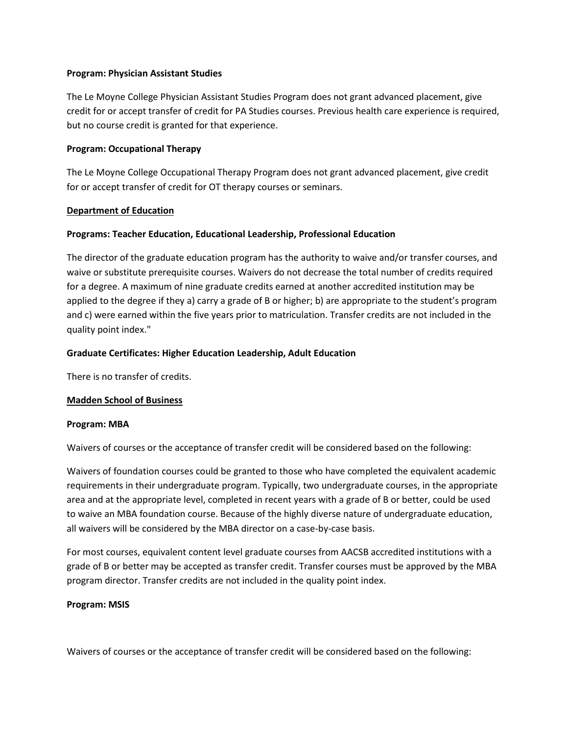**Program: Physician Assistant Studies**

The Le Moyne College Physician Assistant Studies Program does not grant advanced placement, give credit for or accept transfer of credit for PA Studies courses. Previous health care experience is required, but no course credit is granted for that experience.

**Program: Occupational Therapy**

The Le Moyne College Occupational Therapy Program does not grant advanced placement, give credit for or accept transfer of credit for OT therapy courses or seminars.

## Department of Education

**Programs: Teacher Education, Educational Leadership, Professional Education**

The director of the graduate education program has the authority to waive and/or transfer courses, and waive or substitute prerequisite courses. Waivers do not decrease the total number of credits required for a degree. A maximum of nine graduate credits earned at another accredited institution may be applied to the degree if they a) carry a grade of B or higher; b) are appropriate to the student's program and c) were earned within the five years prior to matriculation. Transfer credits are not included in the quality point index."

**Graduate Certificates: Higher Education Leadership, Adult Education**

There is no transfer of credits.

## Madden School of Business

**Program: MBA**

Waivers of courses or the acceptance of transfer credit will be considered based on the following:

Waivers of foundation courses could be granted to those who have completed the equivalent academic requirements in their undergraduate program. Typically, two undergraduate courses, in the appropriate area and at the appropriate level, completed in recent years with a grade of B or better, could be used to waive an MBA foundation course. Because of the highly diverse nature of undergraduate education, all waivers will be considered by the MBA director on a case-by-case basis.

For most courses, equivalent content level graduate courses from AACSB accredited institutions with a grade of B or better may be accepted as transfer credit. Transfer courses must be approved by the MBA program director. Transfer credits are not included in the quality point index.

**Program: MSIS**

Waivers of courses or the acceptance of transfer credit will be considered based on the following: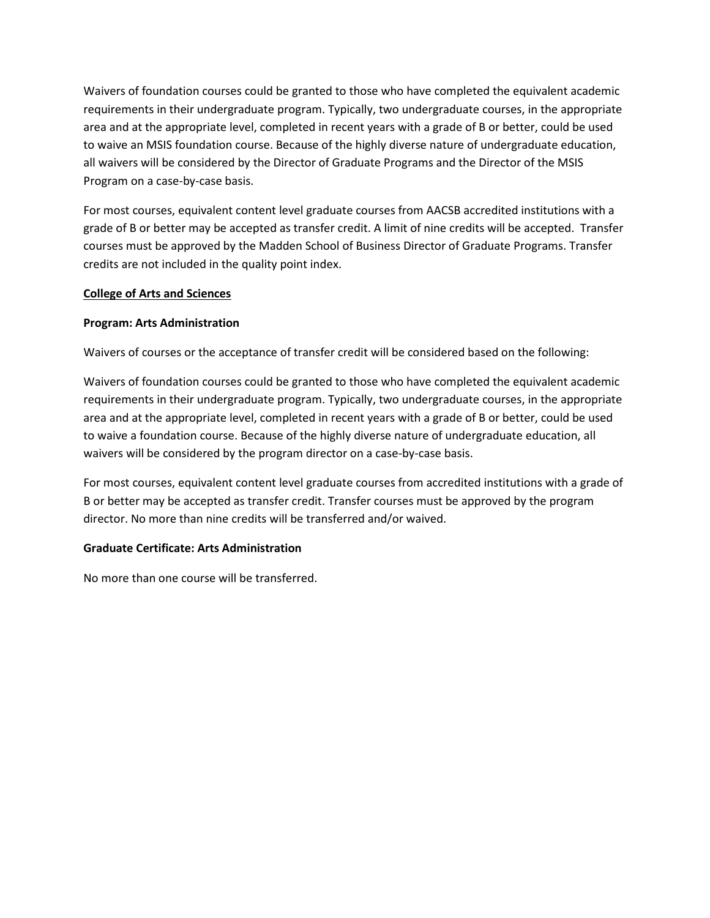Waivers of foundation courses could be granted to those who have completed the equivalent academic requirements in their undergraduate program. Typically, two undergraduate courses, in the appropriate area and at the appropriate level, completed in recent years with a grade of B or better, could be used to waive an MSIS foundation course. Because of the highly diverse nature of undergraduate education, all waivers will be considered by the Director of Graduate Programs and the Director of the MSIS Program on a case-by-case basis.

For most courses, equivalent content level graduate courses from AACSB accredited institutions with a grade of B or better may be accepted as transfer credit. A limit of nine credits will be accepted. Transfer courses must be approved by the Madden School of Business Director of Graduate Programs. Transfer credits are not included in the quality point index.

## College of Arts and Sciences

### Program: Arts Administration

Waivers of courses or the acceptance of transfer credit will be considered based on the following:

Waivers of foundation courses could be granted to those who have completed the equivalent academic requirements in their undergraduate program. Typically, two undergraduate courses, in the appropriate area and at the appropriate level, completed in recent years with a grade of B or better, could be used to waive a foundation course. Because of the highly diverse nature of undergraduate education, all waivers will be considered by the program director on a case-by-case basis.

For most courses, equivalent content level graduate courses from accredited institutions with a grade of B or better may be accepted as transfer credit. Transfer courses must be approved by the program director. No more than nine credits will be transferred and/or waived.

### Graduate Certificate: Arts Administration

No more than one course will be transferred.